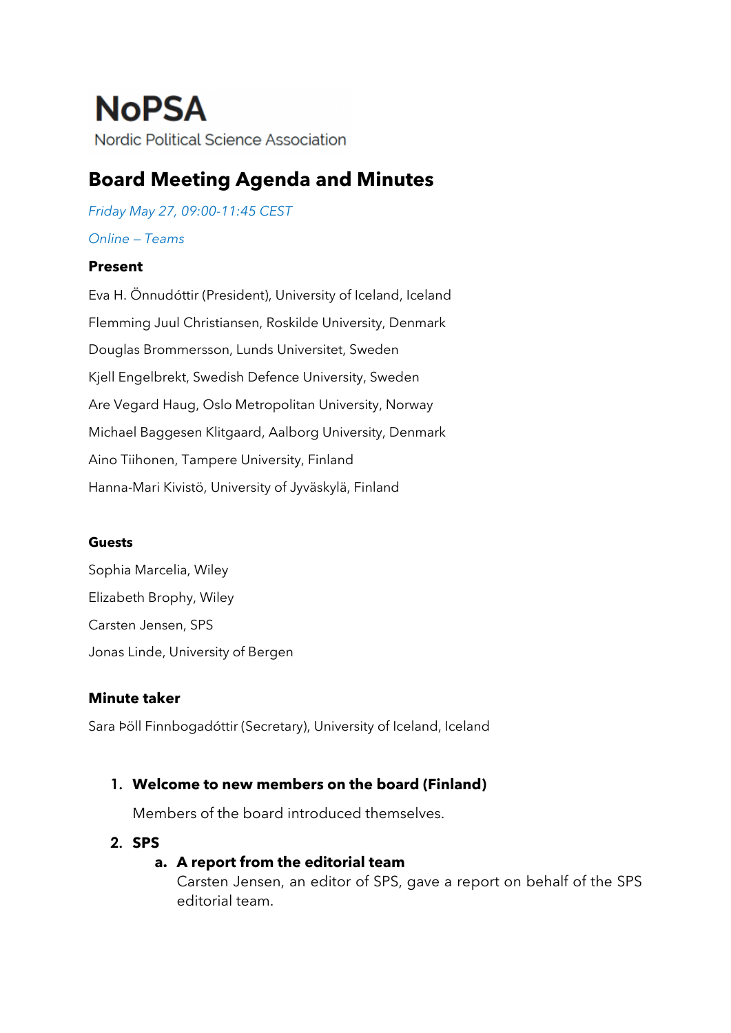**NoPSA**
Nordic Political Science Association

# Board Meeting Agenda and Minutes

*Friday May 27, 09:00-11:45 CEST*

*Online – Teams*

### Present

Eva H. Önnudóttir (President), University of Iceland, Iceland

Flemming Juul Christiansen, Roskilde University, Denmark

Douglas Brommersson, Lunds Universitet, Sweden

Kjell Engelbrekt, Swedish Defence University, Sweden

Are Vegard Haug, Oslo Metropolitan University, Norway

Michael Baggesen Klitgaard, Aalborg University, Denmark

Aino Tiihonen, Tampere University, Finland

Hanna-Mari Kivistö, University of Jyväskylä, Finland

### Guests

Sophia Marcelia, Wiley

Elizabeth Brophy, Wiley

Carsten Jensen, SPS

Jonas Linde, University of Bergen

### Minute taker

Sara Þöll Finnbogadóttir (Secretary), University of Iceland, Iceland

1. **Welcome to new members on the board (Finland)**

   Members of the board introduced themselves.

2. **SPS**
   a. **A report from the editorial team**
      Carsten Jensen, an editor of SPS, gave a report on behalf of the SPS editorial team.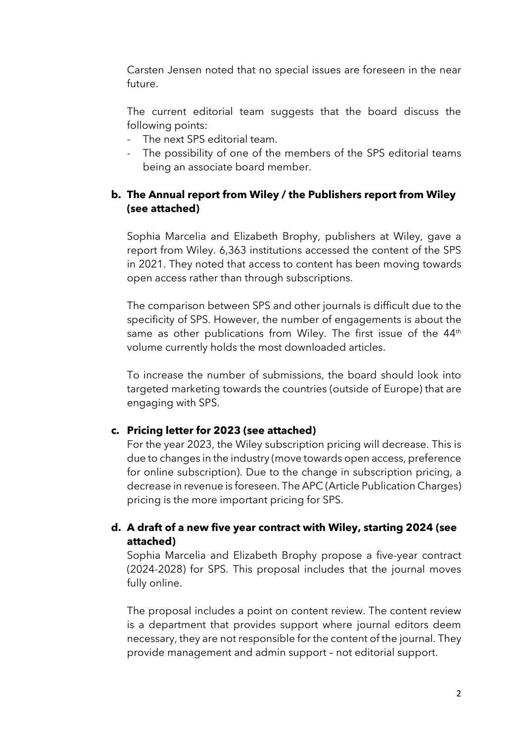Carsten Jensen noted that no special issues are foreseen in the near future.

The current editorial team suggests that the board discuss the following points:

- The next SPS editorial team.
- The possibility of one of the members of the SPS editorial teams being an associate board member.

**b. The Annual report from Wiley / the Publishers report from Wiley (see attached)**

Sophia Marcelia and Elizabeth Brophy, publishers at Wiley, gave a report from Wiley. 6,363 institutions accessed the content of the SPS in 2021. They noted that access to content has been moving towards open access rather than through subscriptions.

The comparison between SPS and other journals is difficult due to the specificity of SPS. However, the number of engagements is about the same as other publications from Wiley. The first issue of the 44th volume currently holds the most downloaded articles.

To increase the number of submissions, the board should look into targeted marketing towards the countries (outside of Europe) that are engaging with SPS.

**c. Pricing letter for 2023 (see attached)**

For the year 2023, the Wiley subscription pricing will decrease. This is due to changes in the industry (move towards open access, preference for online subscription). Due to the change in subscription pricing, a decrease in revenue is foreseen. The APC (Article Publication Charges) pricing is the more important pricing for SPS.

**d. A draft of a new five year contract with Wiley, starting 2024 (see attached)**

Sophia Marcelia and Elizabeth Brophy propose a five-year contract (2024-2028) for SPS. This proposal includes that the journal moves fully online.

The proposal includes a point on content review. The content review is a department that provides support where journal editors deem necessary, they are not responsible for the content of the journal. They provide management and admin support – not editorial support.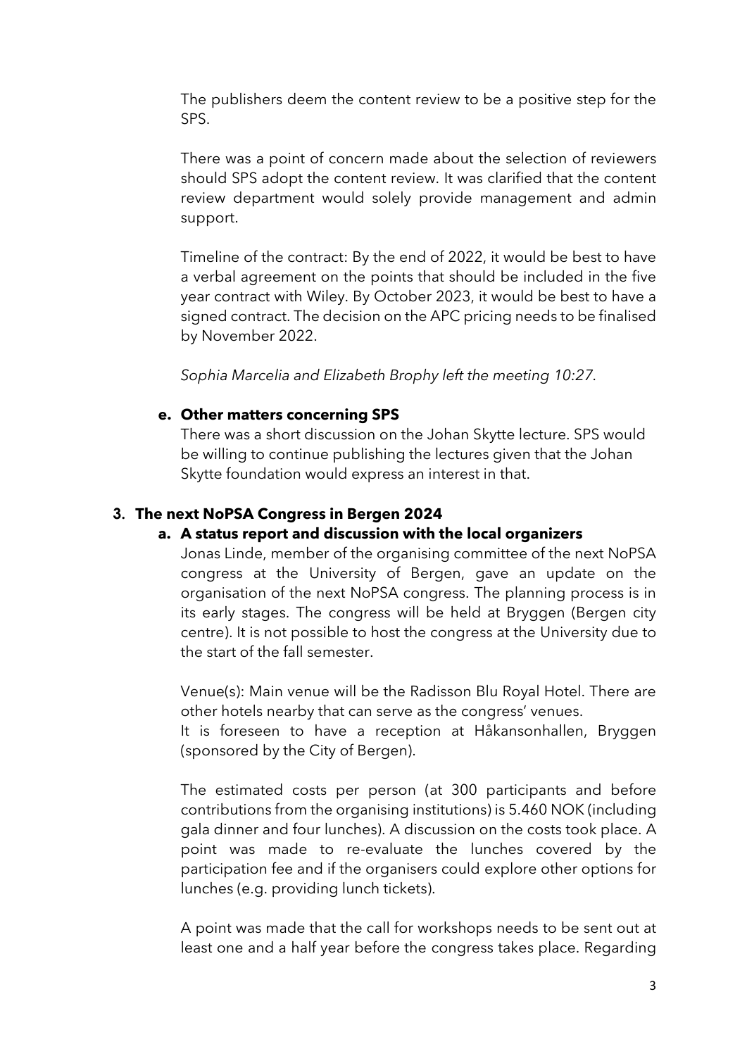The publishers deem the content review to be a positive step for the SPS.

There was a point of concern made about the selection of reviewers should SPS adopt the content review. It was clarified that the content review department would solely provide management and admin support.

Timeline of the contract: By the end of 2022, it would be best to have a verbal agreement on the points that should be included in the five year contract with Wiley. By October 2023, it would be best to have a signed contract. The decision on the APC pricing needs to be finalised by November 2022.

*Sophia Marcelia and Elizabeth Brophy left the meeting 10:27.*

**e. Other matters concerning SPS**

There was a short discussion on the Johan Skytte lecture. SPS would be willing to continue publishing the lectures given that the Johan Skytte foundation would express an interest in that.

## 3. The next NoPSA Congress in Bergen 2024

**a. A status report and discussion with the local organizers**

Jonas Linde, member of the organising committee of the next NoPSA congress at the University of Bergen, gave an update on the organisation of the next NoPSA congress. The planning process is in its early stages. The congress will be held at Bryggen (Bergen city centre). It is not possible to host the congress at the University due to the start of the fall semester.

Venue(s): Main venue will be the Radisson Blu Royal Hotel. There are other hotels nearby that can serve as the congress' venues.
It is foreseen to have a reception at Håkansonhallen, Bryggen (sponsored by the City of Bergen).

The estimated costs per person (at 300 participants and before contributions from the organising institutions) is 5.460 NOK (including gala dinner and four lunches). A discussion on the costs took place. A point was made to re-evaluate the lunches covered by the participation fee and if the organisers could explore other options for lunches (e.g. providing lunch tickets).

A point was made that the call for workshops needs to be sent out at least one and a half year before the congress takes place. Regarding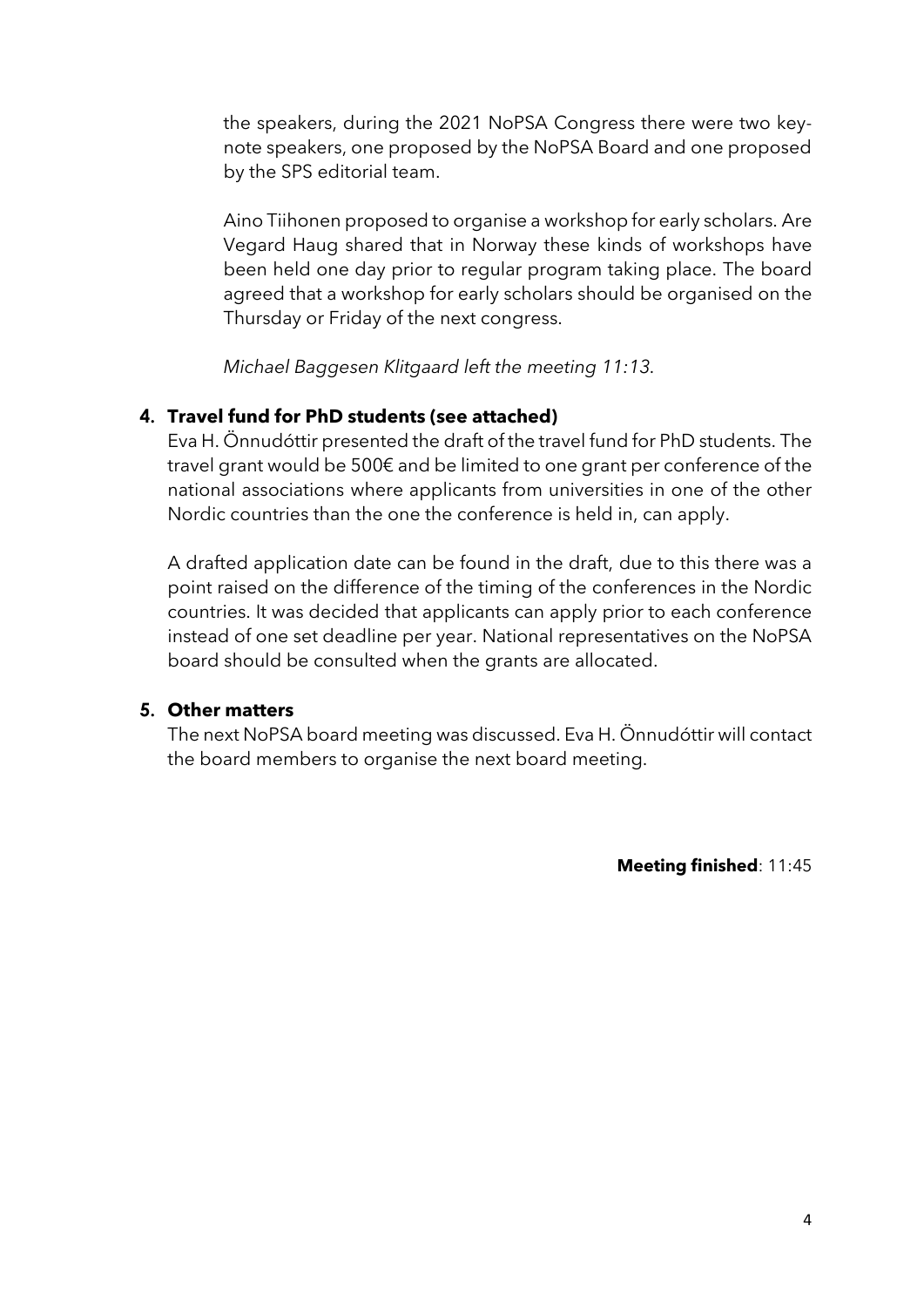the speakers, during the 2021 NoPSA Congress there were two keynote speakers, one proposed by the NoPSA Board and one proposed by the SPS editorial team.

Aino Tiihonen proposed to organise a workshop for early scholars. Are Vegard Haug shared that in Norway these kinds of workshops have been held one day prior to regular program taking place. The board agreed that a workshop for early scholars should be organised on the Thursday or Friday of the next congress.

*Michael Baggesen Klitgaard left the meeting 11:13.*

4. **Travel fund for PhD students (see attached)**

Eva H. Önnudóttir presented the draft of the travel fund for PhD students. The travel grant would be 500€ and be limited to one grant per conference of the national associations where applicants from universities in one of the other Nordic countries than the one the conference is held in, can apply.

A drafted application date can be found in the draft, due to this there was a point raised on the difference of the timing of the conferences in the Nordic countries. It was decided that applicants can apply prior to each conference instead of one set deadline per year. National representatives on the NoPSA board should be consulted when the grants are allocated.

5. **Other matters**

The next NoPSA board meeting was discussed. Eva H. Önnudóttir will contact the board members to organise the next board meeting.

**Meeting finished**: 11:45